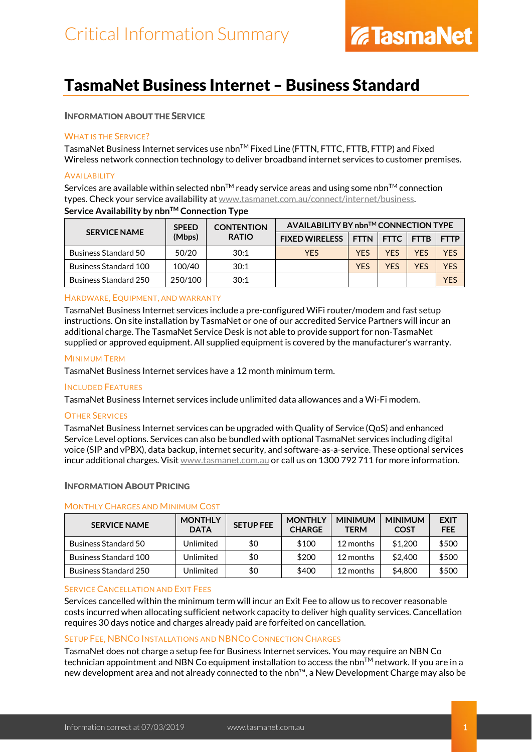Critical Information Summary

TasmaNet

# TasmaNet Business Internet – Business Standard

## Information about the Service

### What is the Service?

TasmaNet Business Internet services use nbn™ Fixed Line (FTTN, FTTC, FTTB, FTTP) and Fixed Wireless network connection technology to deliver broadband internet services to customer premises.

### Availability

Services are available within selected nbn™ ready service areas and using some nbn™ connection types. Check your service availability at www.tasmanet.com.au/connect/internet/business.

**Service Availability by nbn™ Connection Type**

| SERVICE NAME | SPEED (Mbps) | CONTENTION RATIO | AVAILABILITY BY nbn™ CONNECTION TYPE | | | | |
|---|---|---|---|---|---|---|---|
| | | | FIXED WIRELESS | FTTN | FTTC | FTTB | FTTP |
| Business Standard 50 | 50/20 | 30:1 | YES | YES | YES | YES | YES |
| Business Standard 100 | 100/40 | 30:1 | | YES | YES | YES | YES |
| Business Standard 250 | 250/100 | 30:1 | | | | | YES |

### Hardware, Equipment, and Warranty

TasmaNet Business Internet services include a pre-configured WiFi router/modem and fast setup instructions. On site installation by TasmaNet or one of our accredited Service Partners will incur an additional charge. The TasmaNet Service Desk is not able to provide support for non-TasmaNet supplied or approved equipment. All supplied equipment is covered by the manufacturer's warranty.

### Minimum Term

TasmaNet Business Internet services have a 12 month minimum term.

### Included Features

TasmaNet Business Internet services include unlimited data allowances and a Wi-Fi modem.

### Other Services

TasmaNet Business Internet services can be upgraded with Quality of Service (QoS) and enhanced Service Level options. Services can also be bundled with optional TasmaNet services including digital voice (SIP and vPBX), data backup, internet security, and software-as-a-service. These optional services incur additional charges. Visit www.tasmanet.com.au or call us on 1300 792 711 for more information.

## Information About Pricing

### Monthly Charges and Minimum Cost

| SERVICE NAME | MONTHLY DATA | SETUP FEE | MONTHLY CHARGE | MINIMUM TERM | MINIMUM COST | EXIT FEE |
|---|---|---|---|---|---|---|
| Business Standard 50 | Unlimited | $0 | $100 | 12 months | $1,200 | $500 |
| Business Standard 100 | Unlimited | $0 | $200 | 12 months | $2,400 | $500 |
| Business Standard 250 | Unlimited | $0 | $400 | 12 months | $4,800 | $500 |

### Service Cancellation and Exit Fees

Services cancelled within the minimum term will incur an Exit Fee to allow us to recover reasonable costs incurred when allocating sufficient network capacity to deliver high quality services. Cancellation requires 30 days notice and charges already paid are forfeited on cancellation.

### Setup Fee, NBNCo Installations and NBNCo Connection Charges

TasmaNet does not charge a setup fee for Business Internet services. You may require an NBN Co technician appointment and NBN Co equipment installation to access the nbn™ network. If you are in a new development area and not already connected to the nbn™, a New Development Charge may also be

Information correct at 07/03/2019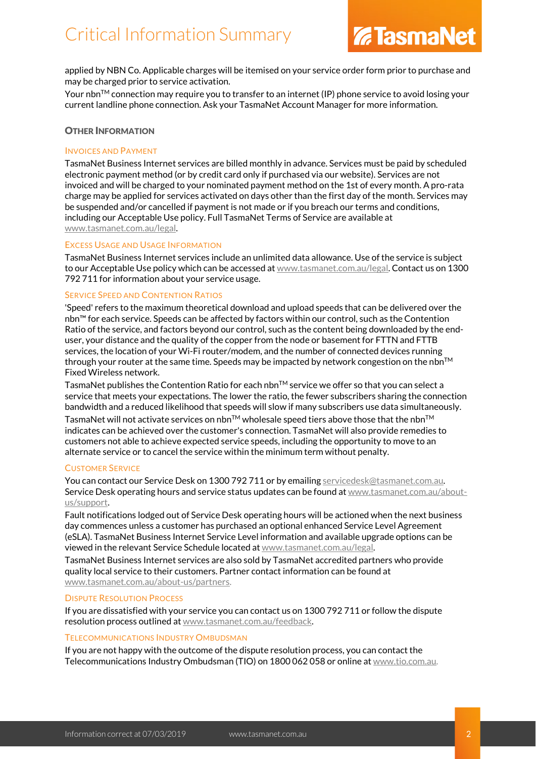applied by NBN Co. Applicable charges will be itemised on your service order form prior to purchase and may be charged prior to service activation.

Your nbn™ connection may require you to transfer to an internet (IP) phone service to avoid losing your current landline phone connection. Ask your TasmaNet Account Manager for more information.

## Other Information

### Invoices and Payment

TasmaNet Business Internet services are billed monthly in advance. Services must be paid by scheduled electronic payment method (or by credit card only if purchased via our website). Services are not invoiced and will be charged to your nominated payment method on the 1st of every month. A pro-rata charge may be applied for services activated on days other than the first day of the month. Services may be suspended and/or cancelled if payment is not made or if you breach our terms and conditions, including our Acceptable Use policy. Full TasmaNet Terms of Service are available at www.tasmanet.com.au/legal.

### Excess Usage and Usage Information

TasmaNet Business Internet services include an unlimited data allowance. Use of the service is subject to our Acceptable Use policy which can be accessed at www.tasmanet.com.au/legal. Contact us on 1300 792 711 for information about your service usage.

### Service Speed and Contention Ratios

'Speed' refers to the maximum theoretical download and upload speeds that can be delivered over the nbn™ for each service. Speeds can be affected by factors within our control, such as the Contention Ratio of the service, and factors beyond our control, such as the content being downloaded by the end-user, your distance and the quality of the copper from the node or basement for FTTN and FTTB services, the location of your Wi-Fi router/modem, and the number of connected devices running through your router at the same time. Speeds may be impacted by network congestion on the nbn™ Fixed Wireless network.

TasmaNet publishes the Contention Ratio for each nbn™ service we offer so that you can select a service that meets your expectations. The lower the ratio, the fewer subscribers sharing the connection bandwidth and a reduced likelihood that speeds will slow if many subscribers use data simultaneously.

TasmaNet will not activate services on nbn™ wholesale speed tiers above those that the nbn™ indicates can be achieved over the customer's connection. TasmaNet will also provide remedies to customers not able to achieve expected service speeds, including the opportunity to move to an alternate service or to cancel the service within the minimum term without penalty.

### Customer Service

You can contact our Service Desk on 1300 792 711 or by emailing servicedesk@tasmanet.com.au. Service Desk operating hours and service status updates can be found at www.tasmanet.com.au/about-us/support.

Fault notifications lodged out of Service Desk operating hours will be actioned when the next business day commences unless a customer has purchased an optional enhanced Service Level Agreement (eSLA). TasmaNet Business Internet Service Level information and available upgrade options can be viewed in the relevant Service Schedule located at www.tasmanet.com.au/legal.

TasmaNet Business Internet services are also sold by TasmaNet accredited partners who provide quality local service to their customers. Partner contact information can be found at www.tasmanet.com.au/about-us/partners.

### Dispute Resolution Process

If you are dissatisfied with your service you can contact us on 1300 792 711 or follow the dispute resolution process outlined at www.tasmanet.com.au/feedback.

### Telecommunications Industry Ombudsman

If you are not happy with the outcome of the dispute resolution process, you can contact the Telecommunications Industry Ombudsman (TIO) on 1800 062 058 or online at www.tio.com.au.

Information correct at 07/03/2019